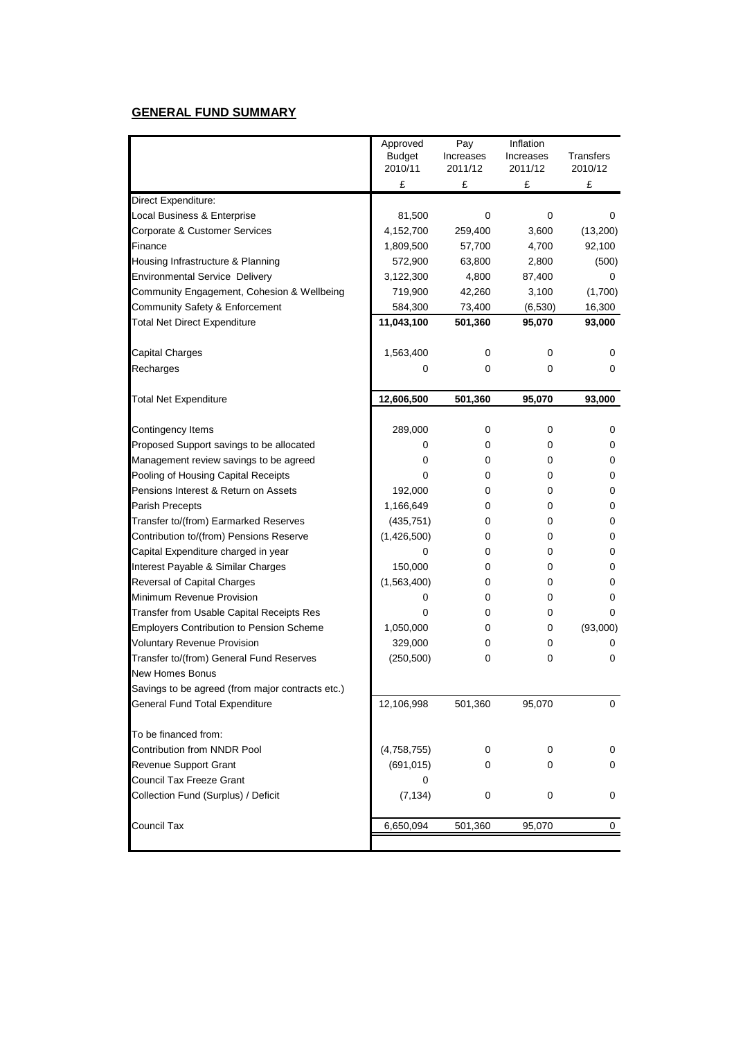## GENERAL FUND SUMMARY

| | Approved Budget 2010/11 | Pay Increases 2011/12 | Inflation Increases 2011/12 | Transfers 2010/12 |
|---|---|---|---|---|
| | £ | £ | £ | £ |
| Direct Expenditure: | | | | |
| Local Business & Enterprise | 81,500 | 0 | 0 | 0 |
| Corporate & Customer Services | 4,152,700 | 259,400 | 3,600 | (13,200) |
| Finance | 1,809,500 | 57,700 | 4,700 | 92,100 |
| Housing Infrastructure & Planning | 572,900 | 63,800 | 2,800 | (500) |
| Environmental Service Delivery | 3,122,300 | 4,800 | 87,400 | 0 |
| Community Engagement, Cohesion & Wellbeing | 719,900 | 42,260 | 3,100 | (1,700) |
| Community Safety & Enforcement | 584,300 | 73,400 | (6,530) | 16,300 |
| Total Net Direct Expenditure | **11,043,100** | **501,360** | **95,070** | **93,000** |
| | | | | |
| Capital Charges | 1,563,400 | 0 | 0 | 0 |
| Recharges | 0 | 0 | 0 | 0 |
| | | | | |
| Total Net Expenditure | **12,606,500** | **501,360** | **95,070** | **93,000** |
| | | | | |
| Contingency Items | 289,000 | 0 | 0 | 0 |
| Proposed Support savings to be allocated | 0 | 0 | 0 | 0 |
| Management review savings to be agreed | 0 | 0 | 0 | 0 |
| Pooling of Housing Capital Receipts | 0 | 0 | 0 | 0 |
| Pensions Interest & Return on Assets | 192,000 | 0 | 0 | 0 |
| Parish Precepts | 1,166,649 | 0 | 0 | 0 |
| Transfer to/(from) Earmarked Reserves | (435,751) | 0 | 0 | 0 |
| Contribution to/(from) Pensions Reserve | (1,426,500) | 0 | 0 | 0 |
| Capital Expenditure charged in year | 0 | 0 | 0 | 0 |
| Interest Payable & Similar Charges | 150,000 | 0 | 0 | 0 |
| Reversal of Capital Charges | (1,563,400) | 0 | 0 | 0 |
| Minimum Revenue Provision | 0 | 0 | 0 | 0 |
| Transfer from Usable Capital Receipts Res | 0 | 0 | 0 | 0 |
| Employers Contribution to Pension Scheme | 1,050,000 | 0 | 0 | (93,000) |
| Voluntary Revenue Provision | 329,000 | 0 | 0 | 0 |
| Transfer to/(from) General Fund Reserves | (250,500) | 0 | 0 | 0 |
| New Homes Bonus | | | | |
| Savings to be agreed (from major contracts etc.) | | | | |
| General Fund Total Expenditure | 12,106,998 | 501,360 | 95,070 | 0 |
| | | | | |
| To be financed from: | | | | |
| Contribution from NNDR Pool | (4,758,755) | 0 | 0 | 0 |
| Revenue Support Grant | (691,015) | 0 | 0 | 0 |
| Council Tax Freeze Grant | 0 | | | |
| Collection Fund (Surplus) / Deficit | (7,134) | 0 | 0 | 0 |
| | | | | |
| Council Tax | 6,650,094 | 501,360 | 95,070 | 0 |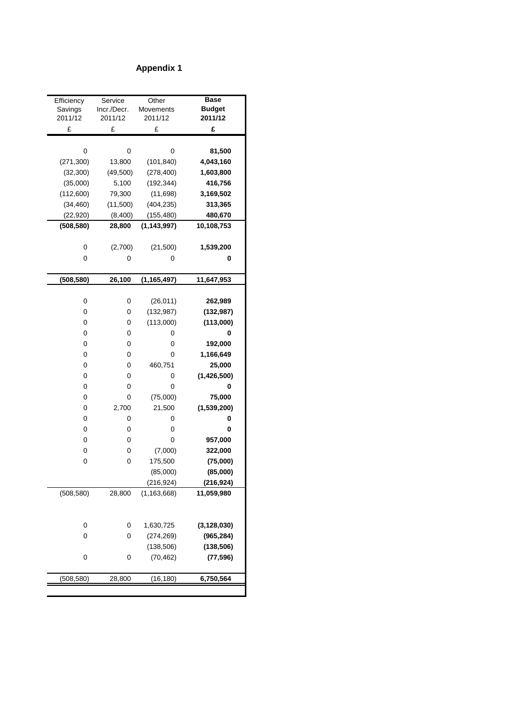# Appendix 1

| Efficiency Savings 2011/12 | Service Incr./Decr. 2011/12 | Other Movements 2011/12 | **Base Budget 2011/12** |
|---|---|---|---|
| £ | £ | £ | **£** |
| 0 | 0 | 0 | **81,500** |
| (271,300) | 13,800 | (101,840) | **4,043,160** |
| (32,300) | (49,500) | (278,400) | **1,603,800** |
| (35,000) | 5,100 | (192,344) | **416,756** |
| (112,600) | 79,300 | (11,698) | **3,169,502** |
| (34,460) | (11,500) | (404,235) | **313,365** |
| (22,920) | (8,400) | (155,480) | **480,670** |
| **(508,580)** | **28,800** | **(1,143,997)** | **10,108,753** |
| 0 | (2,700) | (21,500) | **1,539,200** |
| 0 | 0 | 0 | **0** |
| **(508,580)** | **26,100** | **(1,165,497)** | **11,647,953** |
| 0 | 0 | (26,011) | **262,989** |
| 0 | 0 | (132,987) | **(132,987)** |
| 0 | 0 | (113,000) | **(113,000)** |
| 0 | 0 | 0 | **0** |
| 0 | 0 | 0 | **192,000** |
| 0 | 0 | 0 | **1,166,649** |
| 0 | 0 | 460,751 | **25,000** |
| 0 | 0 | 0 | **(1,426,500)** |
| 0 | 0 | 0 | **0** |
| 0 | 0 | (75,000) | **75,000** |
| 0 | 2,700 | 21,500 | **(1,539,200)** |
| 0 | 0 | 0 | **0** |
| 0 | 0 | 0 | **0** |
| 0 | 0 | 0 | **957,000** |
| 0 | 0 | (7,000) | **322,000** |
| 0 | 0 | 175,500 | **(75,000)** |
| | | (85,000) | **(85,000)** |
| | | (216,924) | **(216,924)** |
| (508,580) | 28,800 | (1,163,668) | **11,059,980** |
| 0 | 0 | 1,630,725 | **(3,128,030)** |
| 0 | 0 | (274,269) | **(965,284)** |
| | | (138,506) | **(138,506)** |
| 0 | 0 | (70,462) | **(77,596)** |
| (508,580) | 28,800 | (16,180) | **6,750,564** |